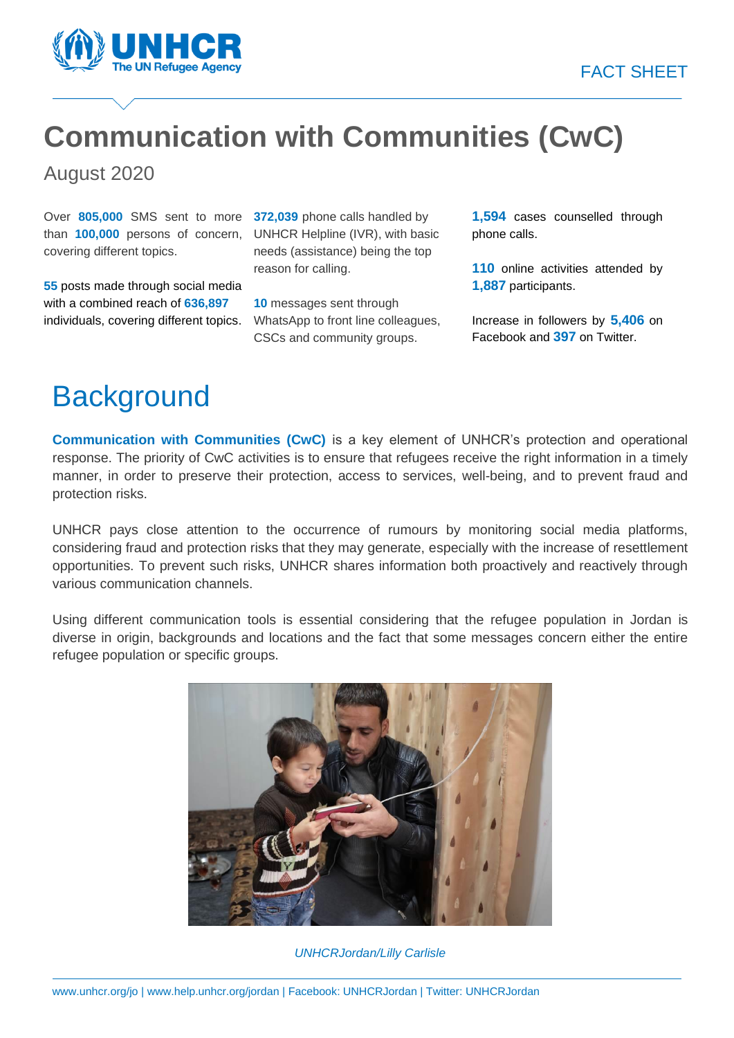UNHCR
The UN Refugee Agency

FACT SHEET

# Communication with Communities (CwC)

August 2020

Over **805,000** SMS sent to more than **100,000** persons of concern, covering different topics.

**55** posts made through social media with a combined reach of **636,897** individuals, covering different topics.

**372,039** phone calls handled by UNHCR Helpline (IVR), with basic needs (assistance) being the top reason for calling.

**10** messages sent through WhatsApp to front line colleagues, CSCs and community groups.

**1,594** cases counselled through phone calls.

**110** online activities attended by **1,887** participants.

Increase in followers by **5,406** on Facebook and **397** on Twitter.

## Background

**Communication with Communities (CwC)** is a key element of UNHCR's protection and operational response. The priority of CwC activities is to ensure that refugees receive the right information in a timely manner, in order to preserve their protection, access to services, well-being, and to prevent fraud and protection risks.

UNHCR pays close attention to the occurrence of rumours by monitoring social media platforms, considering fraud and protection risks that they may generate, especially with the increase of resettlement opportunities. To prevent such risks, UNHCR shares information both proactively and reactively through various communication channels.

Using different communication tools is essential considering that the refugee population in Jordan is diverse in origin, backgrounds and locations and the fact that some messages concern either the entire refugee population or specific groups.

*UNHCRJordan/Lilly Carlisle*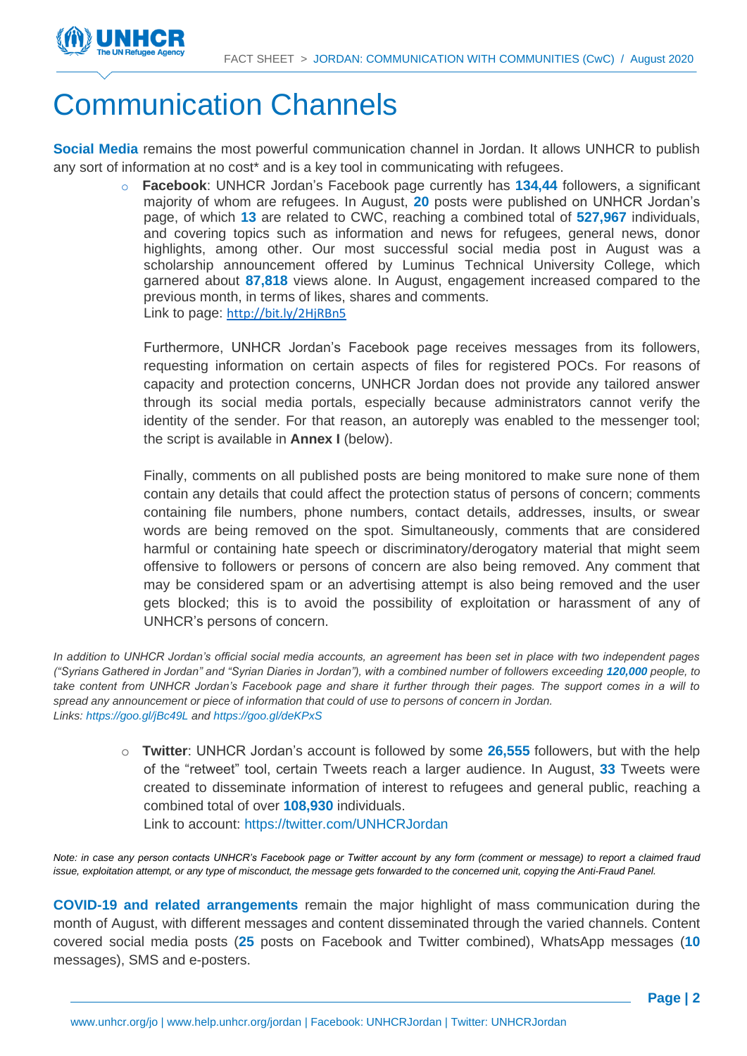# Communication Channels

**Social Media** remains the most powerful communication channel in Jordan. It allows UNHCR to publish any sort of information at no cost* and is a key tool in communicating with refugees.

- **Facebook**: UNHCR Jordan's Facebook page currently has **134,44** followers, a significant majority of whom are refugees. In August, **20** posts were published on UNHCR Jordan's page, of which **13** are related to CWC, reaching a combined total of **527,967** individuals, and covering topics such as information and news for refugees, general news, donor highlights, among other. Our most successful social media post in August was a scholarship announcement offered by Luminus Technical University College, which garnered about **87,818** views alone. In August, engagement increased compared to the previous month, in terms of likes, shares and comments.
  Link to page: http://bit.ly/2HjRBn5

  Furthermore, UNHCR Jordan's Facebook page receives messages from its followers, requesting information on certain aspects of files for registered POCs. For reasons of capacity and protection concerns, UNHCR Jordan does not provide any tailored answer through its social media portals, especially because administrators cannot verify the identity of the sender. For that reason, an autoreply was enabled to the messenger tool; the script is available in **Annex I** (below).

  Finally, comments on all published posts are being monitored to make sure none of them contain any details that could affect the protection status of persons of concern; comments containing file numbers, phone numbers, contact details, addresses, insults, or swear words are being removed on the spot. Simultaneously, comments that are considered harmful or containing hate speech or discriminatory/derogatory material that might seem offensive to followers or persons of concern are also being removed. Any comment that may be considered spam or an advertising attempt is also being removed and the user gets blocked; this is to avoid the possibility of exploitation or harassment of any of UNHCR's persons of concern.

*In addition to UNHCR Jordan's official social media accounts, an agreement has been set in place with two independent pages ("Syrians Gathered in Jordan" and "Syrian Diaries in Jordan"), with a combined number of followers exceeding **120,000** people, to take content from UNHCR Jordan's Facebook page and share it further through their pages. The support comes in a will to spread any announcement or piece of information that could of use to persons of concern in Jordan.*
*Links: https://goo.gl/jBc49L and https://goo.gl/deKPxS*

- **Twitter**: UNHCR Jordan's account is followed by some **26,555** followers, but with the help of the "retweet" tool, certain Tweets reach a larger audience. In August, **33** Tweets were created to disseminate information of interest to refugees and general public, reaching a combined total of over **108,930** individuals.
  Link to account: https://twitter.com/UNHCRJordan

*Note: in case any person contacts UNHCR's Facebook page or Twitter account by any form (comment or message) to report a claimed fraud issue, exploitation attempt, or any type of misconduct, the message gets forwarded to the concerned unit, copying the Anti-Fraud Panel.*

**COVID-19 and related arrangements** remain the major highlight of mass communication during the month of August, with different messages and content disseminated through the varied channels. Content covered social media posts (**25** posts on Facebook and Twitter combined), WhatsApp messages (**10** messages), SMS and e-posters.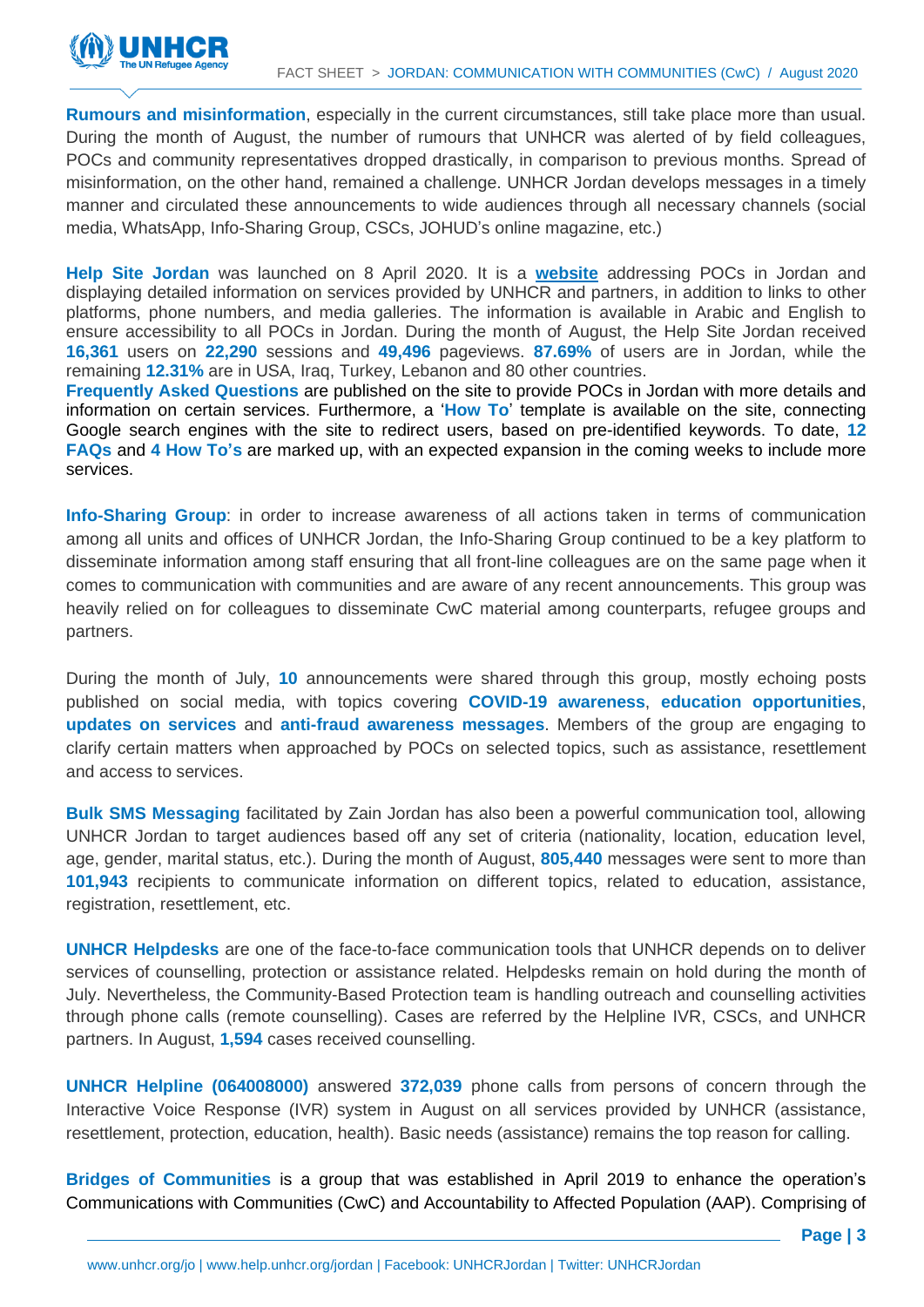**Rumours and misinformation**, especially in the current circumstances, still take place more than usual. During the month of August, the number of rumours that UNHCR was alerted of by field colleagues, POCs and community representatives dropped drastically, in comparison to previous months. Spread of misinformation, on the other hand, remained a challenge. UNHCR Jordan develops messages in a timely manner and circulated these announcements to wide audiences through all necessary channels (social media, WhatsApp, Info-Sharing Group, CSCs, JOHUD's online magazine, etc.)

**Help Site Jordan** was launched on 8 April 2020. It is a **website** addressing POCs in Jordan and displaying detailed information on services provided by UNHCR and partners, in addition to links to other platforms, phone numbers, and media galleries. The information is available in Arabic and English to ensure accessibility to all POCs in Jordan. During the month of August, the Help Site Jordan received **16,361** users on **22,290** sessions and **49,496** pageviews. **87.69%** of users are in Jordan, while the remaining **12.31%** are in USA, Iraq, Turkey, Lebanon and 80 other countries.
**Frequently Asked Questions** are published on the site to provide POCs in Jordan with more details and information on certain services. Furthermore, a '**How To**' template is available on the site, connecting Google search engines with the site to redirect users, based on pre-identified keywords. To date, **12 FAQs** and **4 How To's** are marked up, with an expected expansion in the coming weeks to include more services.

**Info-Sharing Group**: in order to increase awareness of all actions taken in terms of communication among all units and offices of UNHCR Jordan, the Info-Sharing Group continued to be a key platform to disseminate information among staff ensuring that all front-line colleagues are on the same page when it comes to communication with communities and are aware of any recent announcements. This group was heavily relied on for colleagues to disseminate CwC material among counterparts, refugee groups and partners.

During the month of July, **10** announcements were shared through this group, mostly echoing posts published on social media, with topics covering **COVID-19 awareness**, **education opportunities**, **updates on services** and **anti-fraud awareness messages**. Members of the group are engaging to clarify certain matters when approached by POCs on selected topics, such as assistance, resettlement and access to services.

**Bulk SMS Messaging** facilitated by Zain Jordan has also been a powerful communication tool, allowing UNHCR Jordan to target audiences based off any set of criteria (nationality, location, education level, age, gender, marital status, etc.). During the month of August, **805,440** messages were sent to more than **101,943** recipients to communicate information on different topics, related to education, assistance, registration, resettlement, etc.

**UNHCR Helpdesks** are one of the face-to-face communication tools that UNHCR depends on to deliver services of counselling, protection or assistance related. Helpdesks remain on hold during the month of July. Nevertheless, the Community-Based Protection team is handling outreach and counselling activities through phone calls (remote counselling). Cases are referred by the Helpline IVR, CSCs, and UNHCR partners. In August, **1,594** cases received counselling.

**UNHCR Helpline (064008000)** answered **372,039** phone calls from persons of concern through the Interactive Voice Response (IVR) system in August on all services provided by UNHCR (assistance, resettlement, protection, education, health). Basic needs (assistance) remains the top reason for calling.

**Bridges of Communities** is a group that was established in April 2019 to enhance the operation's Communications with Communities (CwC) and Accountability to Affected Population (AAP). Comprising of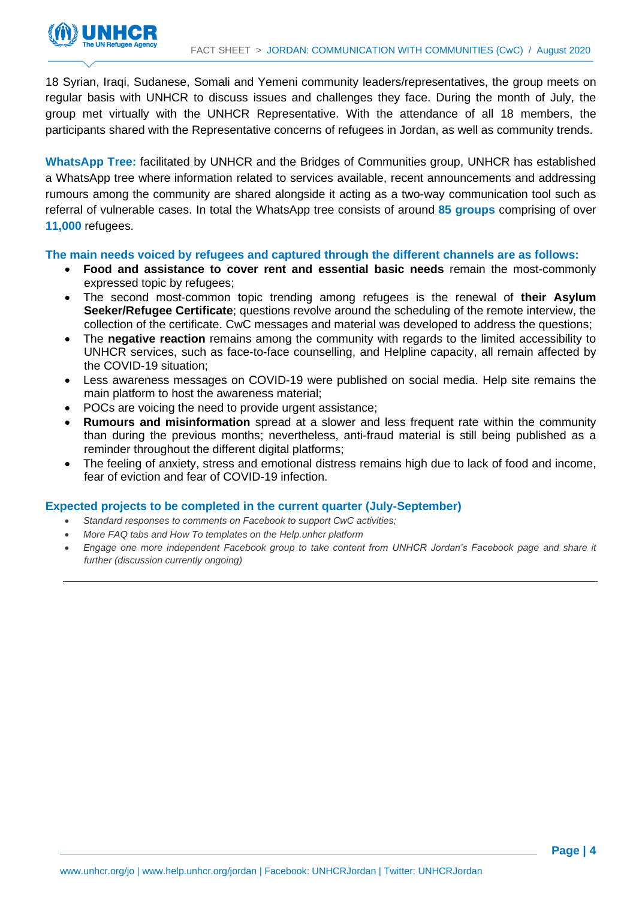18 Syrian, Iraqi, Sudanese, Somali and Yemeni community leaders/representatives, the group meets on regular basis with UNHCR to discuss issues and challenges they face. During the month of July, the group met virtually with the UNHCR Representative. With the attendance of all 18 members, the participants shared with the Representative concerns of refugees in Jordan, as well as community trends.

**WhatsApp Tree:** facilitated by UNHCR and the Bridges of Communities group, UNHCR has established a WhatsApp tree where information related to services available, recent announcements and addressing rumours among the community are shared alongside it acting as a two-way communication tool such as referral of vulnerable cases. In total the WhatsApp tree consists of around **85 groups** comprising of over **11,000** refugees.

**The main needs voiced by refugees and captured through the different channels are as follows:**

- **Food and assistance to cover rent and essential basic needs** remain the most-commonly expressed topic by refugees;
- The second most-common topic trending among refugees is the renewal of **their Asylum Seeker/Refugee Certificate**; questions revolve around the scheduling of the remote interview, the collection of the certificate. CwC messages and material was developed to address the questions;
- The **negative reaction** remains among the community with regards to the limited accessibility to UNHCR services, such as face-to-face counselling, and Helpline capacity, all remain affected by the COVID-19 situation;
- Less awareness messages on COVID-19 were published on social media. Help site remains the main platform to host the awareness material;
- POCs are voicing the need to provide urgent assistance;
- **Rumours and misinformation** spread at a slower and less frequent rate within the community than during the previous months; nevertheless, anti-fraud material is still being published as a reminder throughout the different digital platforms;
- The feeling of anxiety, stress and emotional distress remains high due to lack of food and income, fear of eviction and fear of COVID-19 infection.

**Expected projects to be completed in the current quarter (July-September)**

- *Standard responses to comments on Facebook to support CwC activities;*
- *More FAQ tabs and How To templates on the Help.unhcr platform*
- *Engage one more independent Facebook group to take content from UNHCR Jordan's Facebook page and share it further (discussion currently ongoing)*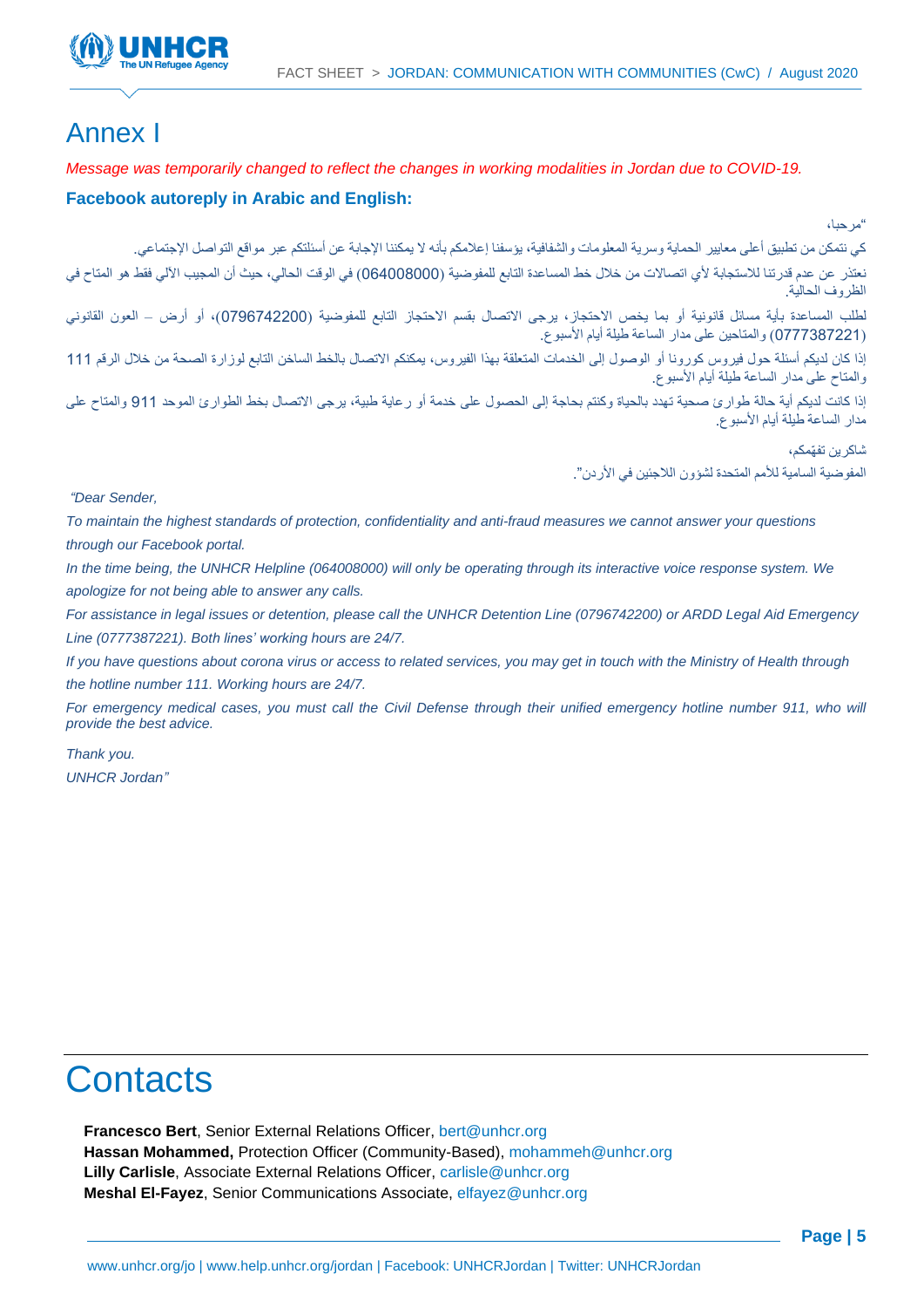# Annex I

*Message was temporarily changed to reflect the changes in working modalities in Jordan due to COVID-19.*

**Facebook autoreply in Arabic and English:**

"مرحبا،

كي نتمكن من تطبيق أعلى معايير الحماية وسرية المعلومات والشفافية، يؤسفنا إعلامكم بأنه لا يمكننا الإجابة عن أسئلتكم عبر مواقع التواصل الإجتماعي.

نعتذر عن عدم قدرتنا للاستجابة لأي اتصالات من خلال خط المساعدة التابع للمفوضية (064008000) في الوقت الحالي، حيث أن المجيب الآلي فقط هو المتاح في الظروف الحالية.

لطلب المساعدة بأية مسائل قانونية أو بما يخص الاحتجاز، يرجى الاتصال بقسم الاحتجاز التابع للمفوضية (0796742200)، أو أرض – العون القانوني (0777387221) والمتاحين على مدار الساعة طيلة أيام الأسبوع.

إذا كان لديكم أسئلة حول فيروس كورونا أو الوصول إلى الخدمات المتعلقة بهذا الفيروس، يمكنكم الاتصال بالخط الساخن التابع لوزارة الصحة من خلال الرقم 111 والمتاح على مدار الساعة طيلة أيام الأسبوع.

إذا كانت لديكم أية حالة طوارئ صحية تهدد بالحياة وكنتم بحاجة إلى الحصول على خدمة أو رعاية طبية، يرجى الاتصال بخط الطوارئ الموحد 911 والمتاح على مدار الساعة طيلة أيام الأسبوع.

شاكرين تفهّمكم،

المفوضية السامية للأمم المتحدة لشؤون اللاجئين في الأردن".

*"Dear Sender,*

*To maintain the highest standards of protection, confidentiality and anti-fraud measures we cannot answer your questions through our Facebook portal.*

*In the time being, the UNHCR Helpline (064008000) will only be operating through its interactive voice response system. We apologize for not being able to answer any calls.*

*For assistance in legal issues or detention, please call the UNHCR Detention Line (0796742200) or ARDD Legal Aid Emergency Line (0777387221). Both lines' working hours are 24/7.*

*If you have questions about corona virus or access to related services, you may get in touch with the Ministry of Health through the hotline number 111. Working hours are 24/7.*

*For emergency medical cases, you must call the Civil Defense through their unified emergency hotline number 911, who will provide the best advice.*

*Thank you.*

*UNHCR Jordan"*

# Contacts

**Francesco Bert**, Senior External Relations Officer, bert@unhcr.org
**Hassan Mohammed,** Protection Officer (Community-Based), mohammeh@unhcr.org
**Lilly Carlisle**, Associate External Relations Officer, carlisle@unhcr.org
**Meshal El-Fayez**, Senior Communications Associate, elfayez@unhcr.org

www.unhcr.org/jo | www.help.unhcr.org/jordan | Facebook: UNHCRJordan | Twitter: UNHCRJordan